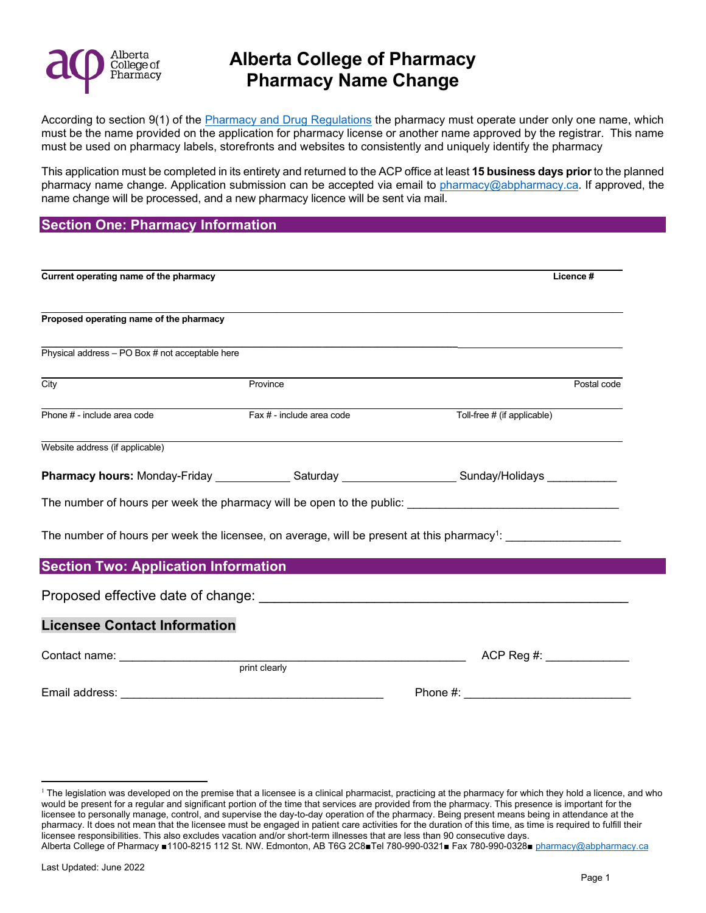# Alberta College of Pharmacy
# Pharmacy Name Change

According to section 9(1) of the Pharmacy and Drug Regulations the pharmacy must operate under only one name, which must be the name provided on the application for pharmacy license or another name approved by the registrar. This name must be used on pharmacy labels, storefronts and websites to consistently and uniquely identify the pharmacy

This application must be completed in its entirety and returned to the ACP office at least **15 business days prior** to the planned pharmacy name change. Application submission can be accepted via email to pharmacy@abpharmacy.ca. If approved, the name change will be processed, and a new pharmacy licence will be sent via mail.

## Section One: Pharmacy Information

**Current operating name of the pharmacy** ____________________ **Licence #** __________

**Proposed operating name of the pharmacy** ____________________

Physical address – PO Box # not acceptable here ____________________

City __________ Province __________ Postal code __________

Phone # - include area code __________ Fax # - include area code __________ Toll-free # (if applicable) __________

Website address (if applicable) ____________________

**Pharmacy hours:** Monday-Friday ____________ Saturday ____________ Sunday/Holidays ___________

The number of hours per week the pharmacy will be open to the public: ________________________________

The number of hours per week the licensee, on average, will be present at this pharmacy[1]: _________________

## Section Two: Application Information

Proposed effective date of change: __________________________________________________

### Licensee Contact Information

Contact name: ________________________________________________________ ACP Reg #: _____________
(print clearly)

Email address: _________________________________________ Phone #: _________________________

---

[1] The legislation was developed on the premise that a licensee is a clinical pharmacist, practicing at the pharmacy for which they hold a licence, and who would be present for a regular and significant portion of the time that services are provided from the pharmacy. This presence is important for the licensee to personally manage, control, and supervise the day-to-day operation of the pharmacy. Being present means being in attendance at the pharmacy. It does not mean that the licensee must be engaged in patient care activities for the duration of this time, as time is required to fulfill their licensee responsibilities. This also excludes vacation and/or short-term illnesses that are less than 90 consecutive days.

Alberta College of Pharmacy ■1100-8215 112 St. NW. Edmonton, AB T6G 2C8■Tel 780-990-0321■ Fax 780-990-0328■ pharmacy@abpharmacy.ca

Last Updated: June 2022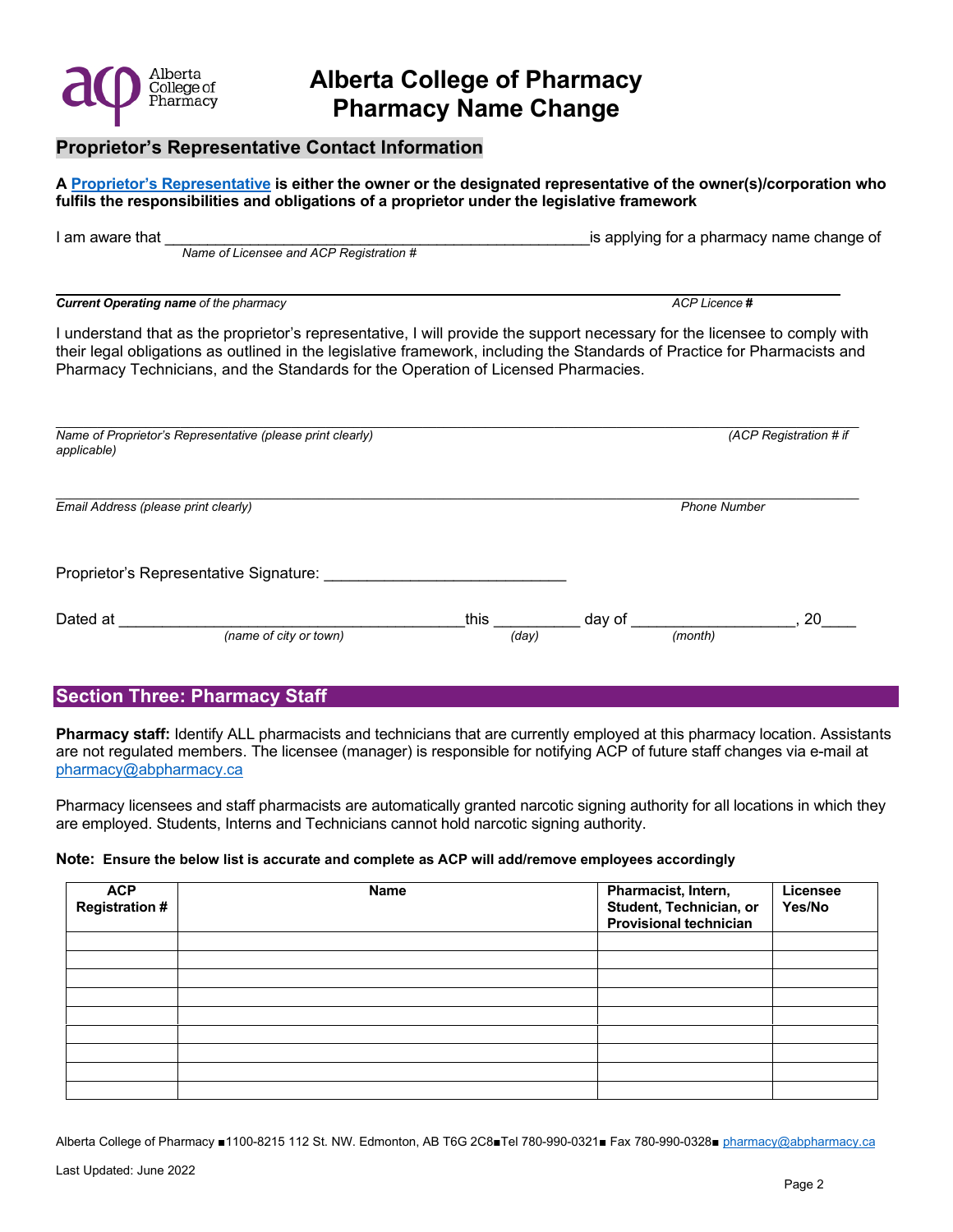# Alberta College of Pharmacy
# Pharmacy Name Change

## Proprietor's Representative Contact Information

**A [Proprietor's Representative](#) is either the owner or the designated representative of the owner(s)/corporation who fulfils the responsibilities and obligations of a proprietor under the legislative framework**

I am aware that ________________________________________________ is applying for a pharmacy name change of
*Name of Licensee and ACP Registration #*

_______________________________________________________________________________________
***Current Operating name** of the pharmacy* *ACP Licence **#***

I understand that as the proprietor's representative, I will provide the support necessary for the licensee to comply with their legal obligations as outlined in the legislative framework, including the Standards of Practice for Pharmacists and Pharmacy Technicians, and the Standards for the Operation of Licensed Pharmacies.

_______________________________________________________________________________________
*Name of Proprietor's Representative (please print clearly)* *(ACP Registration # if applicable)*

_______________________________________________________________________________________
*Email Address (please print clearly)* *Phone Number*

Proprietor's Representative Signature: ____________________________

Dated at _______________________________________ this __________ day of __________________, 20____
*(name of city or town)* *(day)* *(month)*

## Section Three: Pharmacy Staff

**Pharmacy staff:** Identify ALL pharmacists and technicians that are currently employed at this pharmacy location. Assistants are not regulated members. The licensee (manager) is responsible for notifying ACP of future staff changes via e-mail at pharmacy@abpharmacy.ca

Pharmacy licensees and staff pharmacists are automatically granted narcotic signing authority for all locations in which they are employed. Students, Interns and Technicians cannot hold narcotic signing authority.

**Note: Ensure the below list is accurate and complete as ACP will add/remove employees accordingly**

| ACP Registration # | Name | Pharmacist, Intern, Student, Technician, or Provisional technician | Licensee Yes/No |
|---|---|---|---|
| | | | |
| | | | |
| | | | |
| | | | |
| | | | |
| | | | |
| | | | |
| | | | |
| | | | |

Alberta College of Pharmacy ■1100-8215 112 St. NW. Edmonton, AB T6G 2C8■Tel 780-990-0321■ Fax 780-990-0328■ pharmacy@abpharmacy.ca

Last Updated: June 2022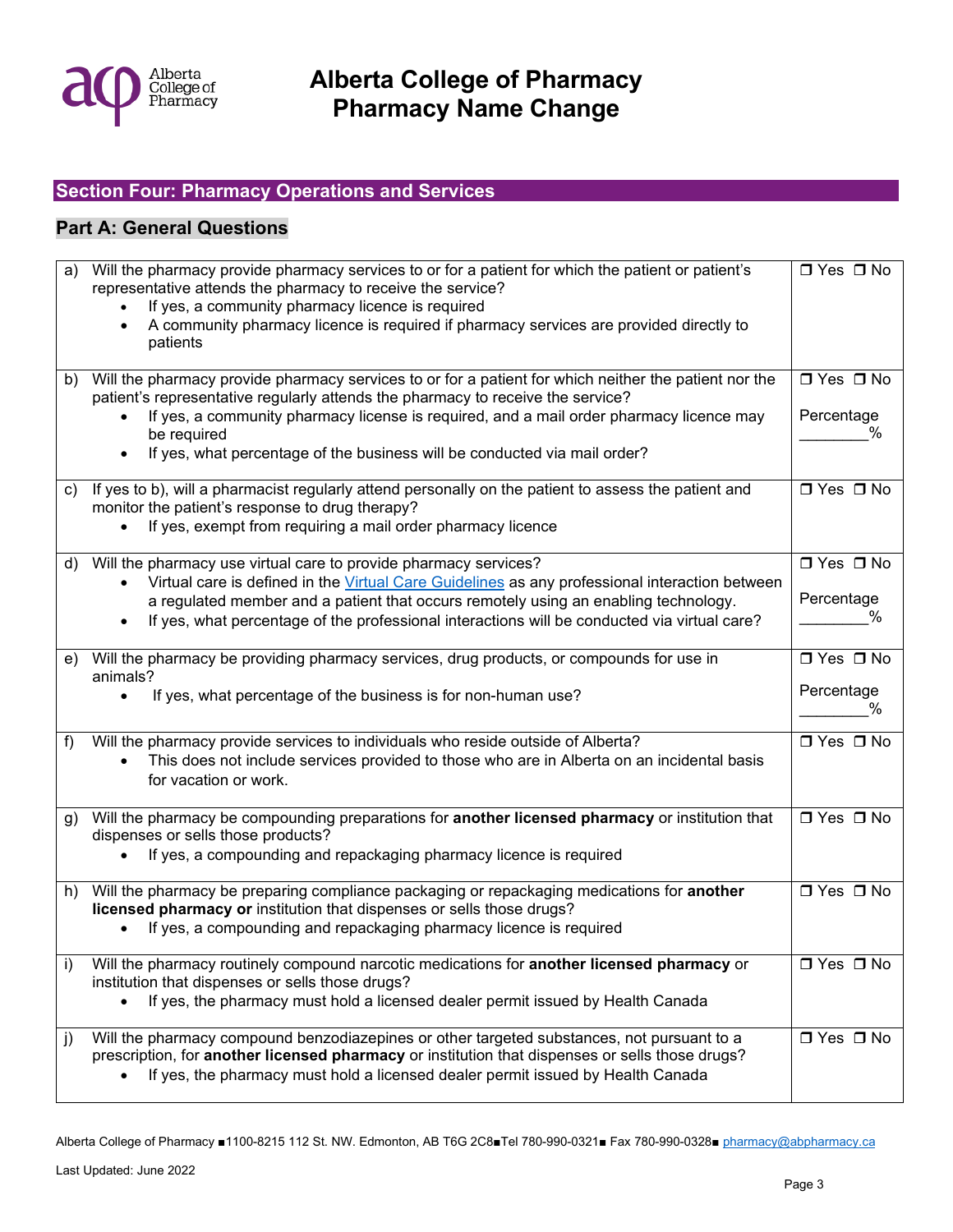# Alberta College of Pharmacy
# Pharmacy Name Change

## Section Four: Pharmacy Operations and Services

### Part A: General Questions

| | Question | Response |
|---|---|---|
| a) | Will the pharmacy provide pharmacy services to or for a patient for which the patient or patient's representative attends the pharmacy to receive the service?<br>• If yes, a community pharmacy licence is required<br>• A community pharmacy licence is required if pharmacy services are provided directly to patients | ☐ Yes ☐ No |
| b) | Will the pharmacy provide pharmacy services to or for a patient for which neither the patient nor the patient's representative regularly attends the pharmacy to receive the service?<br>• If yes, a community pharmacy license is required, and a mail order pharmacy licence may be required<br>• If yes, what percentage of the business will be conducted via mail order? | ☐ Yes ☐ No<br>Percentage ________% |
| c) | If yes to b), will a pharmacist regularly attend personally on the patient to assess the patient and monitor the patient's response to drug therapy?<br>• If yes, exempt from requiring a mail order pharmacy licence | ☐ Yes ☐ No |
| d) | Will the pharmacy use virtual care to provide pharmacy services?<br>• Virtual care is defined in the [Virtual Care Guidelines] as any professional interaction between a regulated member and a patient that occurs remotely using an enabling technology.<br>• If yes, what percentage of the professional interactions will be conducted via virtual care? | ☐ Yes ☐ No<br>Percentage ________% |
| e) | Will the pharmacy be providing pharmacy services, drug products, or compounds for use in animals?<br>• If yes, what percentage of the business is for non-human use? | ☐ Yes ☐ No<br>Percentage ________% |
| f) | Will the pharmacy provide services to individuals who reside outside of Alberta?<br>• This does not include services provided to those who are in Alberta on an incidental basis for vacation or work. | ☐ Yes ☐ No |
| g) | Will the pharmacy be compounding preparations for **another licensed pharmacy** or institution that dispenses or sells those products?<br>• If yes, a compounding and repackaging pharmacy licence is required | ☐ Yes ☐ No |
| h) | Will the pharmacy be preparing compliance packaging or repackaging medications for **another licensed pharmacy or** institution that dispenses or sells those drugs?<br>• If yes, a compounding and repackaging pharmacy licence is required | ☐ Yes ☐ No |
| i) | Will the pharmacy routinely compound narcotic medications for **another licensed pharmacy** or institution that dispenses or sells those drugs?<br>• If yes, the pharmacy must hold a licensed dealer permit issued by Health Canada | ☐ Yes ☐ No |
| j) | Will the pharmacy compound benzodiazepines or other targeted substances, not pursuant to a prescription, for **another licensed pharmacy** or institution that dispenses or sells those drugs?<br>• If yes, the pharmacy must hold a licensed dealer permit issued by Health Canada | ☐ Yes ☐ No |

Alberta College of Pharmacy ■1100-8215 112 St. NW. Edmonton, AB T6G 2C8■Tel 780-990-0321■ Fax 780-990-0328■ pharmacy@abpharmacy.ca

Last Updated: June 2022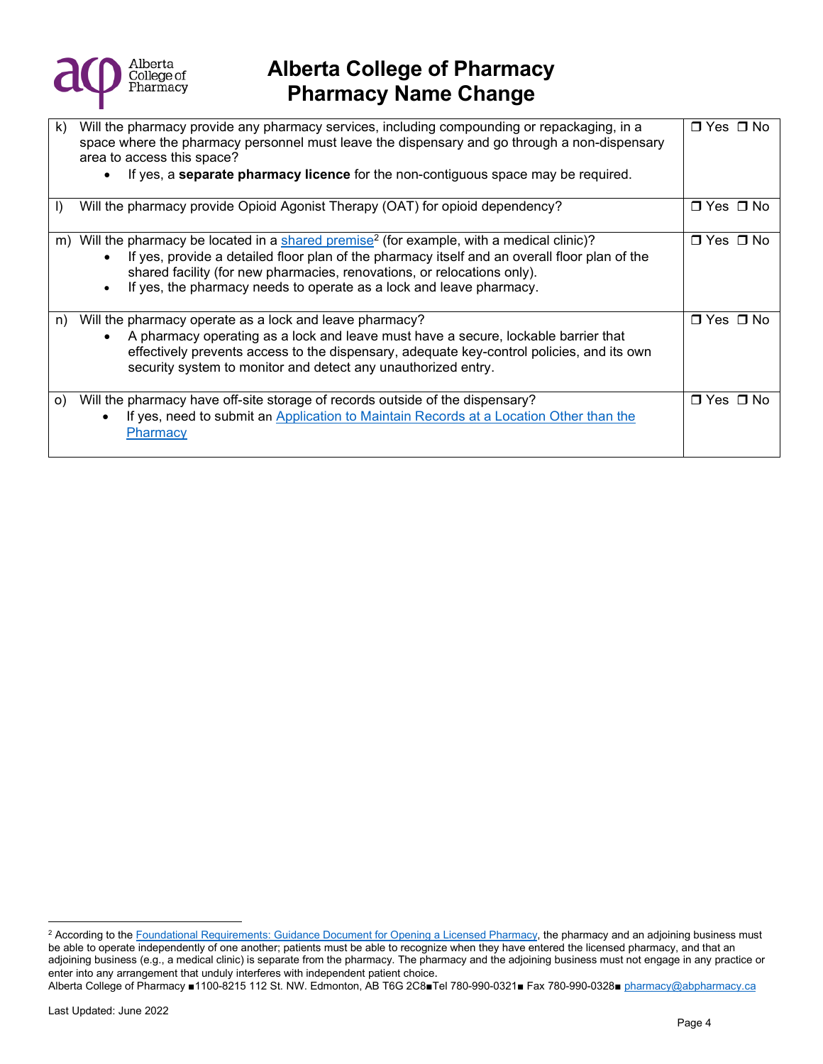# Alberta College of Pharmacy
## Pharmacy Name Change

| | |
|---|---|
| k) Will the pharmacy provide any pharmacy services, including compounding or repackaging, in a space where the pharmacy personnel must leave the dispensary and go through a non-dispensary area to access this space?<br>• If yes, a **separate pharmacy licence** for the non-contiguous space may be required. | ❒ Yes ❒ No |
| l) Will the pharmacy provide Opioid Agonist Therapy (OAT) for opioid dependency? | ❒ Yes ❒ No |
| m) Will the pharmacy be located in a shared premise[2] (for example, with a medical clinic)?<br>• If yes, provide a detailed floor plan of the pharmacy itself and an overall floor plan of the shared facility (for new pharmacies, renovations, or relocations only).<br>• If yes, the pharmacy needs to operate as a lock and leave pharmacy. | ❒ Yes ❒ No |
| n) Will the pharmacy operate as a lock and leave pharmacy?<br>• A pharmacy operating as a lock and leave must have a secure, lockable barrier that effectively prevents access to the dispensary, adequate key-control policies, and its own security system to monitor and detect any unauthorized entry. | ❒ Yes ❒ No |
| o) Will the pharmacy have off-site storage of records outside of the dispensary?<br>• If yes, need to submit an Application to Maintain Records at a Location Other than the Pharmacy | ❒ Yes ❒ No |

[2] According to the Foundational Requirements: Guidance Document for Opening a Licensed Pharmacy, the pharmacy and an adjoining business must be able to operate independently of one another; patients must be able to recognize when they have entered the licensed pharmacy, and that an adjoining business (e.g., a medical clinic) is separate from the pharmacy. The pharmacy and the adjoining business must not engage in any practice or enter into any arrangement that unduly interferes with independent patient choice.

Alberta College of Pharmacy ■1100-8215 112 St. NW. Edmonton, AB T6G 2C8■Tel 780-990-0321■ Fax 780-990-0328■ pharmacy@abpharmacy.ca

Last Updated: June 2022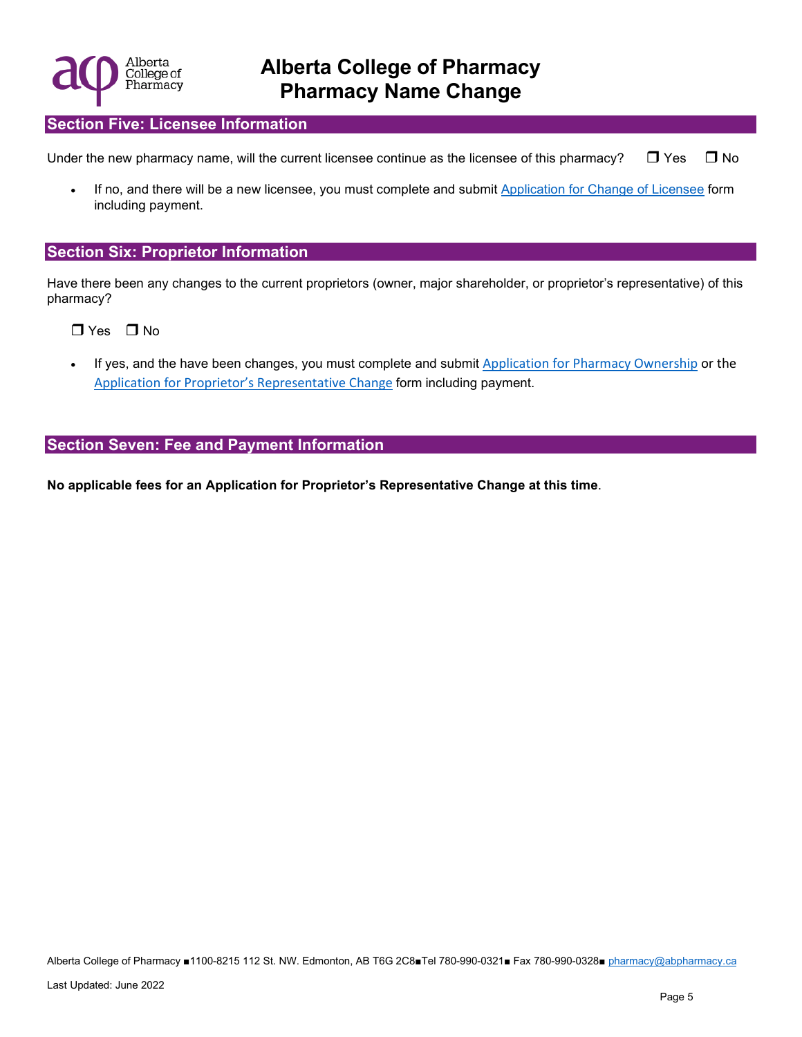# Alberta College of Pharmacy
# Pharmacy Name Change

## Section Five: Licensee Information

Under the new pharmacy name, will the current licensee continue as the licensee of this pharmacy? ☐ Yes ☐ No

- If no, and there will be a new licensee, you must complete and submit Application for Change of Licensee form including payment.

## Section Six: Proprietor Information

Have there been any changes to the current proprietors (owner, major shareholder, or proprietor's representative) of this pharmacy?

☐ Yes ☐ No

- If yes, and the have been changes, you must complete and submit Application for Pharmacy Ownership or the Application for Proprietor's Representative Change form including payment.

## Section Seven: Fee and Payment Information

**No applicable fees for an Application for Proprietor's Representative Change at this time**.

Alberta College of Pharmacy ■1100-8215 112 St. NW. Edmonton, AB T6G 2C8■Tel 780-990-0321■ Fax 780-990-0328■ pharmacy@abpharmacy.ca

Last Updated: June 2022